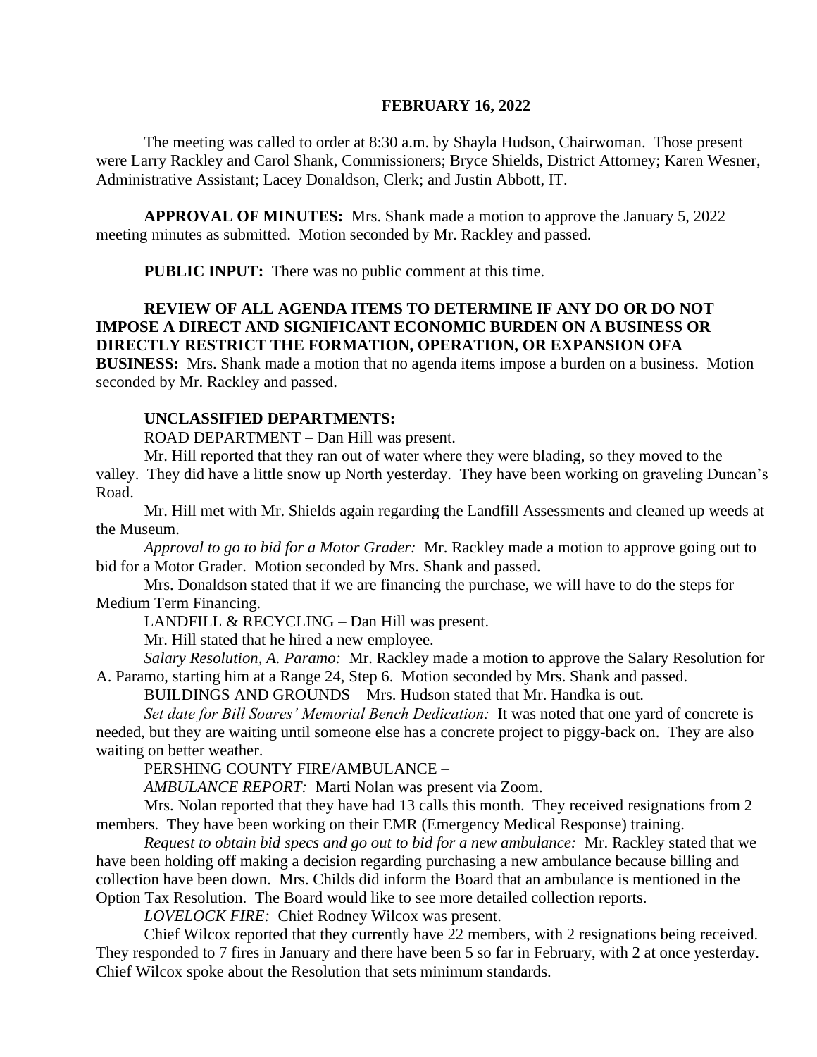**FEBRUARY 16, 2022**

The meeting was called to order at 8:30 a.m. by Shayla Hudson, Chairwoman. Those present were Larry Rackley and Carol Shank, Commissioners; Bryce Shields, District Attorney; Karen Wesner, Administrative Assistant; Lacey Donaldson, Clerk; and Justin Abbott, IT.

**APPROVAL OF MINUTES:** Mrs. Shank made a motion to approve the January 5, 2022 meeting minutes as submitted. Motion seconded by Mr. Rackley and passed.

**PUBLIC INPUT:** There was no public comment at this time.

**REVIEW OF ALL AGENDA ITEMS TO DETERMINE IF ANY DO OR DO NOT IMPOSE A DIRECT AND SIGNIFICANT ECONOMIC BURDEN ON A BUSINESS OR DIRECTLY RESTRICT THE FORMATION, OPERATION, OR EXPANSION OFA BUSINESS:** Mrs. Shank made a motion that no agenda items impose a burden on a business. Motion seconded by Mr. Rackley and passed.

**UNCLASSIFIED DEPARTMENTS:**

ROAD DEPARTMENT – Dan Hill was present.

Mr. Hill reported that they ran out of water where they were blading, so they moved to the valley. They did have a little snow up North yesterday. They have been working on graveling Duncan's Road.

Mr. Hill met with Mr. Shields again regarding the Landfill Assessments and cleaned up weeds at the Museum.

*Approval to go to bid for a Motor Grader:* Mr. Rackley made a motion to approve going out to bid for a Motor Grader. Motion seconded by Mrs. Shank and passed.

Mrs. Donaldson stated that if we are financing the purchase, we will have to do the steps for Medium Term Financing.

LANDFILL & RECYCLING – Dan Hill was present.

Mr. Hill stated that he hired a new employee.

*Salary Resolution, A. Paramo:* Mr. Rackley made a motion to approve the Salary Resolution for A. Paramo, starting him at a Range 24, Step 6. Motion seconded by Mrs. Shank and passed.

BUILDINGS AND GROUNDS – Mrs. Hudson stated that Mr. Handka is out.

*Set date for Bill Soares' Memorial Bench Dedication:* It was noted that one yard of concrete is needed, but they are waiting until someone else has a concrete project to piggy-back on. They are also waiting on better weather.

PERSHING COUNTY FIRE/AMBULANCE –

*AMBULANCE REPORT:* Marti Nolan was present via Zoom.

Mrs. Nolan reported that they have had 13 calls this month. They received resignations from 2 members. They have been working on their EMR (Emergency Medical Response) training.

*Request to obtain bid specs and go out to bid for a new ambulance:* Mr. Rackley stated that we have been holding off making a decision regarding purchasing a new ambulance because billing and collection have been down. Mrs. Childs did inform the Board that an ambulance is mentioned in the Option Tax Resolution. The Board would like to see more detailed collection reports.

*LOVELOCK FIRE:* Chief Rodney Wilcox was present.

Chief Wilcox reported that they currently have 22 members, with 2 resignations being received. They responded to 7 fires in January and there have been 5 so far in February, with 2 at once yesterday. Chief Wilcox spoke about the Resolution that sets minimum standards.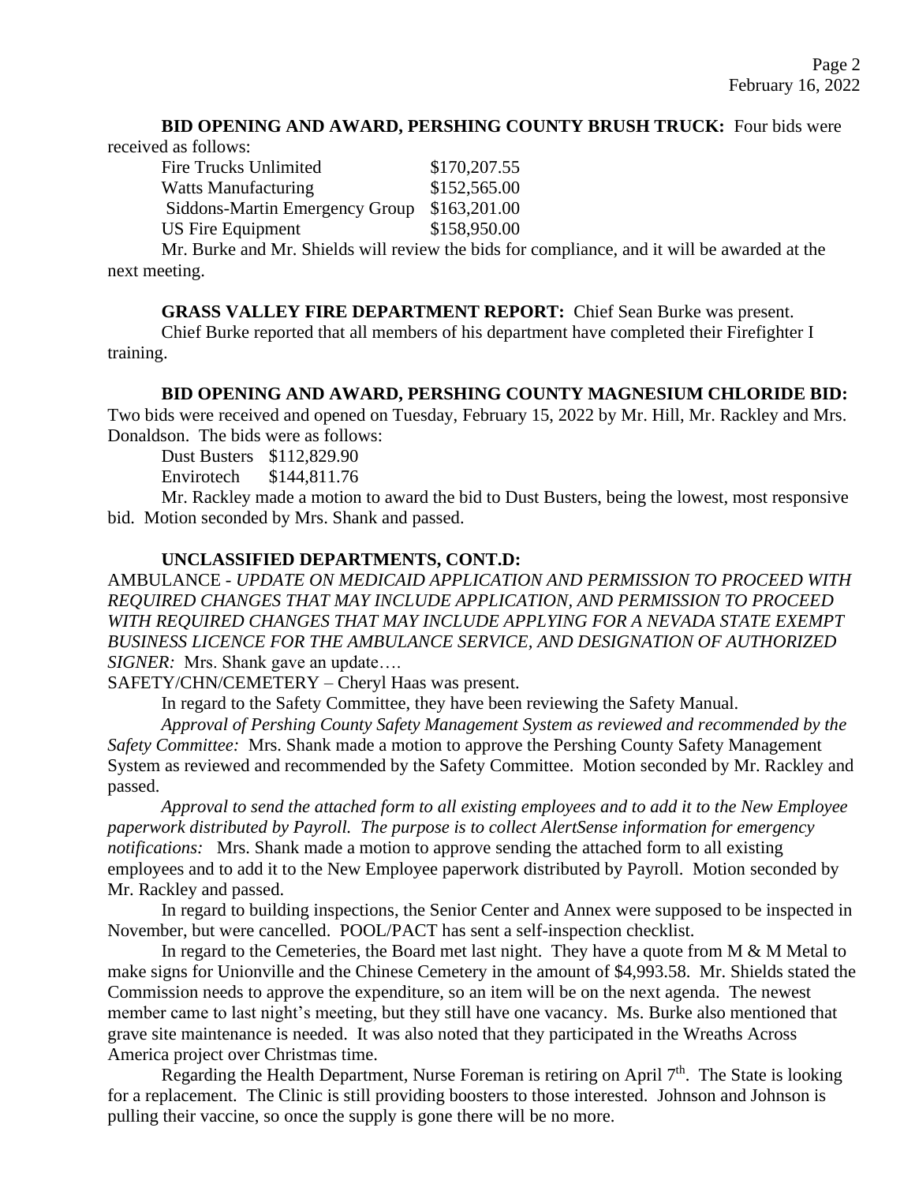**BID OPENING AND AWARD, PERSHING COUNTY BRUSH TRUCK:** Four bids were received as follows:

| | |
|---|---|
| Fire Trucks Unlimited | $170,207.55 |
| Watts Manufacturing | $152,565.00 |
| Siddons-Martin Emergency Group | $163,201.00 |
| US Fire Equipment | $158,950.00 |

Mr. Burke and Mr. Shields will review the bids for compliance, and it will be awarded at the next meeting.

**GRASS VALLEY FIRE DEPARTMENT REPORT:** Chief Sean Burke was present.

Chief Burke reported that all members of his department have completed their Firefighter I training.

**BID OPENING AND AWARD, PERSHING COUNTY MAGNESIUM CHLORIDE BID:** Two bids were received and opened on Tuesday, February 15, 2022 by Mr. Hill, Mr. Rackley and Mrs. Donaldson. The bids were as follows:

| | |
|---|---|
| Dust Busters | $112,829.90 |
| Envirotech | $144,811.76 |

Mr. Rackley made a motion to award the bid to Dust Busters, being the lowest, most responsive bid. Motion seconded by Mrs. Shank and passed.

**UNCLASSIFIED DEPARTMENTS, CONT.D:**

AMBULANCE - *UPDATE ON MEDICAID APPLICATION AND PERMISSION TO PROCEED WITH REQUIRED CHANGES THAT MAY INCLUDE APPLICATION, AND PERMISSION TO PROCEED WITH REQUIRED CHANGES THAT MAY INCLUDE APPLYING FOR A NEVADA STATE EXEMPT BUSINESS LICENCE FOR THE AMBULANCE SERVICE, AND DESIGNATION OF AUTHORIZED SIGNER:* Mrs. Shank gave an update….

SAFETY/CHN/CEMETERY – Cheryl Haas was present.

In regard to the Safety Committee, they have been reviewing the Safety Manual.

*Approval of Pershing County Safety Management System as reviewed and recommended by the Safety Committee:* Mrs. Shank made a motion to approve the Pershing County Safety Management System as reviewed and recommended by the Safety Committee. Motion seconded by Mr. Rackley and passed.

*Approval to send the attached form to all existing employees and to add it to the New Employee paperwork distributed by Payroll. The purpose is to collect AlertSense information for emergency notifications:* Mrs. Shank made a motion to approve sending the attached form to all existing employees and to add it to the New Employee paperwork distributed by Payroll. Motion seconded by Mr. Rackley and passed.

In regard to building inspections, the Senior Center and Annex were supposed to be inspected in November, but were cancelled. POOL/PACT has sent a self-inspection checklist.

In regard to the Cemeteries, the Board met last night. They have a quote from M & M Metal to make signs for Unionville and the Chinese Cemetery in the amount of $4,993.58. Mr. Shields stated the Commission needs to approve the expenditure, so an item will be on the next agenda. The newest member came to last night's meeting, but they still have one vacancy. Ms. Burke also mentioned that grave site maintenance is needed. It was also noted that they participated in the Wreaths Across America project over Christmas time.

Regarding the Health Department, Nurse Foreman is retiring on April 7th. The State is looking for a replacement. The Clinic is still providing boosters to those interested. Johnson and Johnson is pulling their vaccine, so once the supply is gone there will be no more.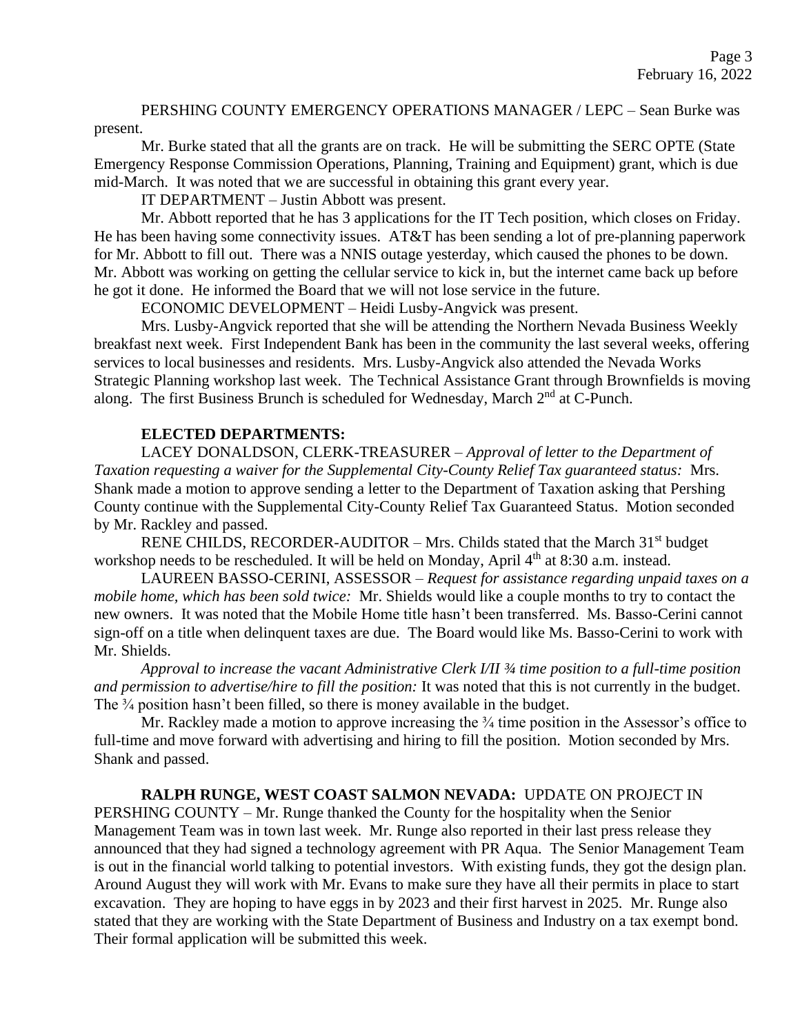PERSHING COUNTY EMERGENCY OPERATIONS MANAGER / LEPC – Sean Burke was present.

Mr. Burke stated that all the grants are on track. He will be submitting the SERC OPTE (State Emergency Response Commission Operations, Planning, Training and Equipment) grant, which is due mid-March. It was noted that we are successful in obtaining this grant every year.

IT DEPARTMENT – Justin Abbott was present.

Mr. Abbott reported that he has 3 applications for the IT Tech position, which closes on Friday. He has been having some connectivity issues. AT&T has been sending a lot of pre-planning paperwork for Mr. Abbott to fill out. There was a NNIS outage yesterday, which caused the phones to be down. Mr. Abbott was working on getting the cellular service to kick in, but the internet came back up before he got it done. He informed the Board that we will not lose service in the future.

ECONOMIC DEVELOPMENT – Heidi Lusby-Angvick was present.

Mrs. Lusby-Angvick reported that she will be attending the Northern Nevada Business Weekly breakfast next week. First Independent Bank has been in the community the last several weeks, offering services to local businesses and residents. Mrs. Lusby-Angvick also attended the Nevada Works Strategic Planning workshop last week. The Technical Assistance Grant through Brownfields is moving along. The first Business Brunch is scheduled for Wednesday, March 2nd at C-Punch.

**ELECTED DEPARTMENTS:**

LACEY DONALDSON, CLERK-TREASURER – *Approval of letter to the Department of Taxation requesting a waiver for the Supplemental City-County Relief Tax guaranteed status:* Mrs. Shank made a motion to approve sending a letter to the Department of Taxation asking that Pershing County continue with the Supplemental City-County Relief Tax Guaranteed Status. Motion seconded by Mr. Rackley and passed.

RENE CHILDS, RECORDER-AUDITOR – Mrs. Childs stated that the March 31st budget workshop needs to be rescheduled. It will be held on Monday, April 4th at 8:30 a.m. instead.

LAUREEN BASSO-CERINI, ASSESSOR – *Request for assistance regarding unpaid taxes on a mobile home, which has been sold twice:* Mr. Shields would like a couple months to try to contact the new owners. It was noted that the Mobile Home title hasn't been transferred. Ms. Basso-Cerini cannot sign-off on a title when delinquent taxes are due. The Board would like Ms. Basso-Cerini to work with Mr. Shields.

*Approval to increase the vacant Administrative Clerk I/II ¾ time position to a full-time position and permission to advertise/hire to fill the position:* It was noted that this is not currently in the budget. The ¾ position hasn't been filled, so there is money available in the budget.

Mr. Rackley made a motion to approve increasing the ¾ time position in the Assessor's office to full-time and move forward with advertising and hiring to fill the position. Motion seconded by Mrs. Shank and passed.

**RALPH RUNGE, WEST COAST SALMON NEVADA:** UPDATE ON PROJECT IN PERSHING COUNTY – Mr. Runge thanked the County for the hospitality when the Senior Management Team was in town last week. Mr. Runge also reported in their last press release they announced that they had signed a technology agreement with PR Aqua. The Senior Management Team is out in the financial world talking to potential investors. With existing funds, they got the design plan. Around August they will work with Mr. Evans to make sure they have all their permits in place to start excavation. They are hoping to have eggs in by 2023 and their first harvest in 2025. Mr. Runge also stated that they are working with the State Department of Business and Industry on a tax exempt bond. Their formal application will be submitted this week.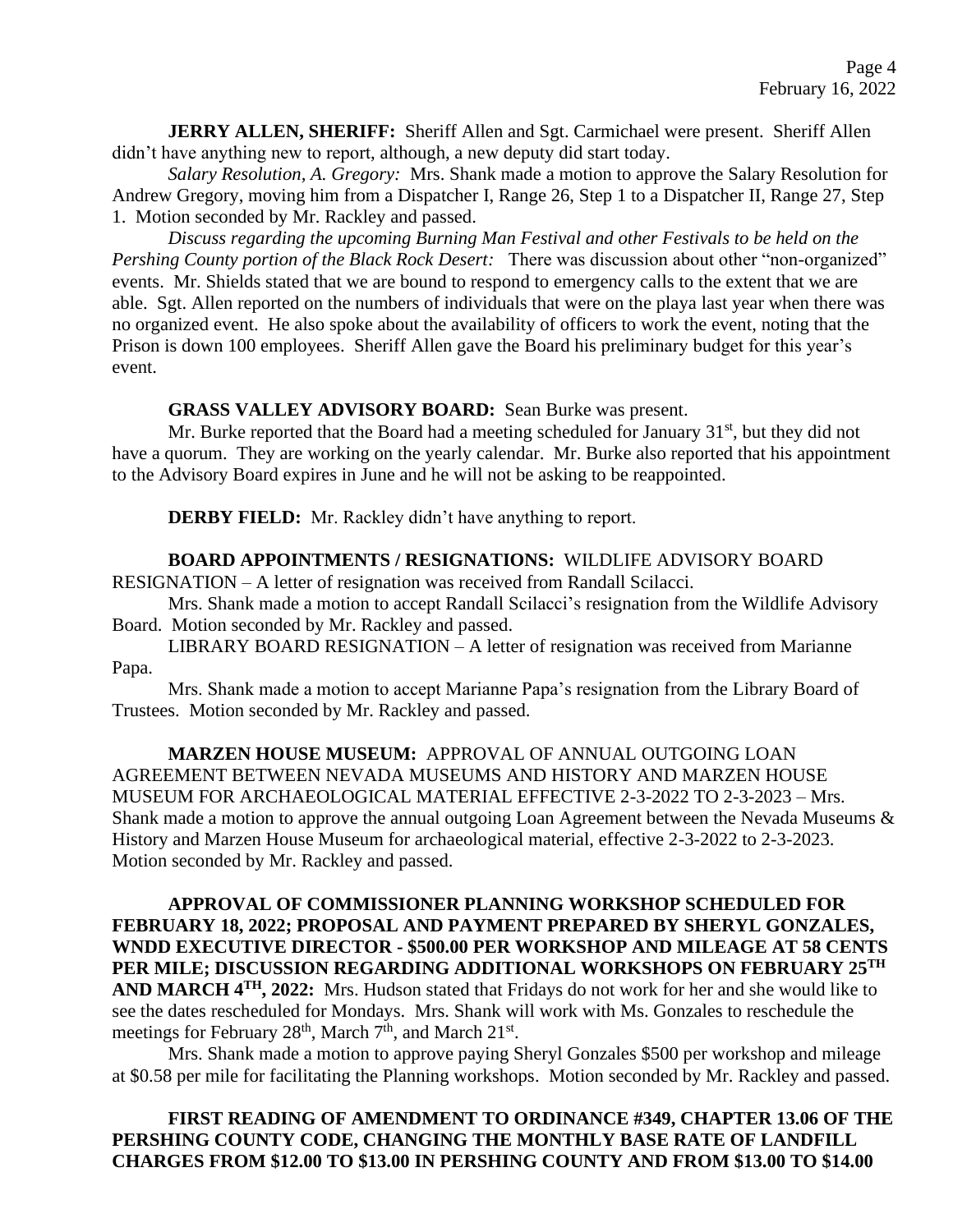**JERRY ALLEN, SHERIFF:** Sheriff Allen and Sgt. Carmichael were present. Sheriff Allen didn't have anything new to report, although, a new deputy did start today.

*Salary Resolution, A. Gregory:* Mrs. Shank made a motion to approve the Salary Resolution for Andrew Gregory, moving him from a Dispatcher I, Range 26, Step 1 to a Dispatcher II, Range 27, Step 1. Motion seconded by Mr. Rackley and passed.

*Discuss regarding the upcoming Burning Man Festival and other Festivals to be held on the Pershing County portion of the Black Rock Desert:* There was discussion about other "non-organized" events. Mr. Shields stated that we are bound to respond to emergency calls to the extent that we are able. Sgt. Allen reported on the numbers of individuals that were on the playa last year when there was no organized event. He also spoke about the availability of officers to work the event, noting that the Prison is down 100 employees. Sheriff Allen gave the Board his preliminary budget for this year's event.

**GRASS VALLEY ADVISORY BOARD:** Sean Burke was present.

Mr. Burke reported that the Board had a meeting scheduled for January 31st, but they did not have a quorum. They are working on the yearly calendar. Mr. Burke also reported that his appointment to the Advisory Board expires in June and he will not be asking to be reappointed.

**DERBY FIELD:** Mr. Rackley didn't have anything to report.

**BOARD APPOINTMENTS / RESIGNATIONS:** WILDLIFE ADVISORY BOARD RESIGNATION – A letter of resignation was received from Randall Scilacci.

Mrs. Shank made a motion to accept Randall Scilacci's resignation from the Wildlife Advisory Board. Motion seconded by Mr. Rackley and passed.

LIBRARY BOARD RESIGNATION – A letter of resignation was received from Marianne Papa.

Mrs. Shank made a motion to accept Marianne Papa's resignation from the Library Board of Trustees. Motion seconded by Mr. Rackley and passed.

**MARZEN HOUSE MUSEUM:** APPROVAL OF ANNUAL OUTGOING LOAN AGREEMENT BETWEEN NEVADA MUSEUMS AND HISTORY AND MARZEN HOUSE MUSEUM FOR ARCHAEOLOGICAL MATERIAL EFFECTIVE 2-3-2022 TO 2-3-2023 – Mrs. Shank made a motion to approve the annual outgoing Loan Agreement between the Nevada Museums & History and Marzen House Museum for archaeological material, effective 2-3-2022 to 2-3-2023. Motion seconded by Mr. Rackley and passed.

**APPROVAL OF COMMISSIONER PLANNING WORKSHOP SCHEDULED FOR FEBRUARY 18, 2022; PROPOSAL AND PAYMENT PREPARED BY SHERYL GONZALES, WNDD EXECUTIVE DIRECTOR - $500.00 PER WORKSHOP AND MILEAGE AT 58 CENTS PER MILE; DISCUSSION REGARDING ADDITIONAL WORKSHOPS ON FEBRUARY 25TH AND MARCH 4TH, 2022:** Mrs. Hudson stated that Fridays do not work for her and she would like to see the dates rescheduled for Mondays. Mrs. Shank will work with Ms. Gonzales to reschedule the meetings for February 28th, March 7th, and March 21st.

Mrs. Shank made a motion to approve paying Sheryl Gonzales $500 per workshop and mileage at $0.58 per mile for facilitating the Planning workshops. Motion seconded by Mr. Rackley and passed.

**FIRST READING OF AMENDMENT TO ORDINANCE #349, CHAPTER 13.06 OF THE PERSHING COUNTY CODE, CHANGING THE MONTHLY BASE RATE OF LANDFILL CHARGES FROM $12.00 TO $13.00 IN PERSHING COUNTY AND FROM $13.00 TO $14.00**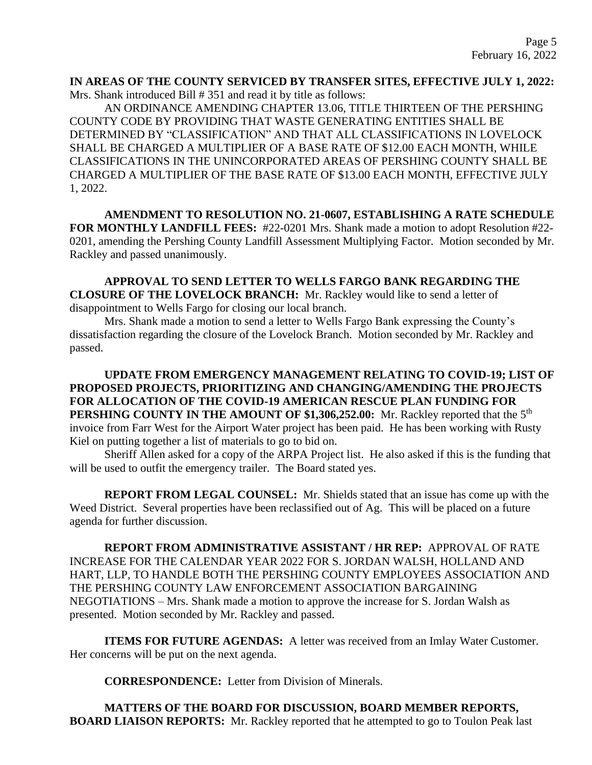**IN AREAS OF THE COUNTY SERVICED BY TRANSFER SITES, EFFECTIVE JULY 1, 2022:** Mrs. Shank introduced Bill # 351 and read it by title as follows:

AN ORDINANCE AMENDING CHAPTER 13.06, TITLE THIRTEEN OF THE PERSHING COUNTY CODE BY PROVIDING THAT WASTE GENERATING ENTITIES SHALL BE DETERMINED BY "CLASSIFICATION" AND THAT ALL CLASSIFICATIONS IN LOVELOCK SHALL BE CHARGED A MULTIPLIER OF A BASE RATE OF $12.00 EACH MONTH, WHILE CLASSIFICATIONS IN THE UNINCORPORATED AREAS OF PERSHING COUNTY SHALL BE CHARGED A MULTIPLIER OF THE BASE RATE OF $13.00 EACH MONTH, EFFECTIVE JULY 1, 2022.

**AMENDMENT TO RESOLUTION NO. 21-0607, ESTABLISHING A RATE SCHEDULE FOR MONTHLY LANDFILL FEES:** #22-0201 Mrs. Shank made a motion to adopt Resolution #22-0201, amending the Pershing County Landfill Assessment Multiplying Factor. Motion seconded by Mr. Rackley and passed unanimously.

**APPROVAL TO SEND LETTER TO WELLS FARGO BANK REGARDING THE CLOSURE OF THE LOVELOCK BRANCH:** Mr. Rackley would like to send a letter of disappointment to Wells Fargo for closing our local branch.

Mrs. Shank made a motion to send a letter to Wells Fargo Bank expressing the County's dissatisfaction regarding the closure of the Lovelock Branch. Motion seconded by Mr. Rackley and passed.

**UPDATE FROM EMERGENCY MANAGEMENT RELATING TO COVID-19; LIST OF PROPOSED PROJECTS, PRIORITIZING AND CHANGING/AMENDING THE PROJECTS FOR ALLOCATION OF THE COVID-19 AMERICAN RESCUE PLAN FUNDING FOR PERSHING COUNTY IN THE AMOUNT OF $1,306,252.00:** Mr. Rackley reported that the 5th invoice from Farr West for the Airport Water project has been paid. He has been working with Rusty Kiel on putting together a list of materials to go to bid on.

Sheriff Allen asked for a copy of the ARPA Project list. He also asked if this is the funding that will be used to outfit the emergency trailer. The Board stated yes.

**REPORT FROM LEGAL COUNSEL:** Mr. Shields stated that an issue has come up with the Weed District. Several properties have been reclassified out of Ag. This will be placed on a future agenda for further discussion.

**REPORT FROM ADMINISTRATIVE ASSISTANT / HR REP:** APPROVAL OF RATE INCREASE FOR THE CALENDAR YEAR 2022 FOR S. JORDAN WALSH, HOLLAND AND HART, LLP, TO HANDLE BOTH THE PERSHING COUNTY EMPLOYEES ASSOCIATION AND THE PERSHING COUNTY LAW ENFORCEMENT ASSOCIATION BARGAINING NEGOTIATIONS – Mrs. Shank made a motion to approve the increase for S. Jordan Walsh as presented. Motion seconded by Mr. Rackley and passed.

**ITEMS FOR FUTURE AGENDAS:** A letter was received from an Imlay Water Customer. Her concerns will be put on the next agenda.

**CORRESPONDENCE:** Letter from Division of Minerals.

**MATTERS OF THE BOARD FOR DISCUSSION, BOARD MEMBER REPORTS, BOARD LIAISON REPORTS:** Mr. Rackley reported that he attempted to go to Toulon Peak last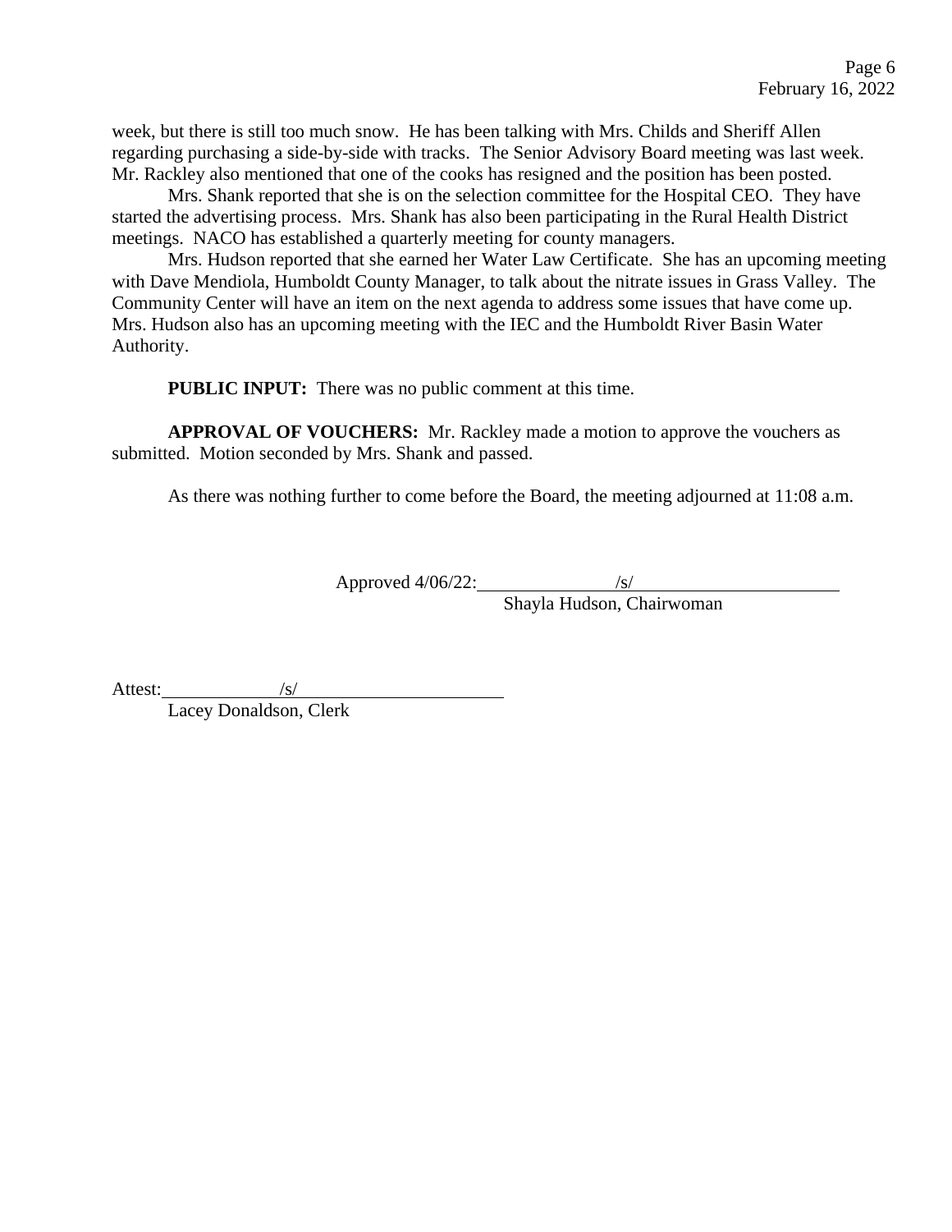week, but there is still too much snow. He has been talking with Mrs. Childs and Sheriff Allen regarding purchasing a side-by-side with tracks. The Senior Advisory Board meeting was last week. Mr. Rackley also mentioned that one of the cooks has resigned and the position has been posted.

Mrs. Shank reported that she is on the selection committee for the Hospital CEO. They have started the advertising process. Mrs. Shank has also been participating in the Rural Health District meetings. NACO has established a quarterly meeting for county managers.

Mrs. Hudson reported that she earned her Water Law Certificate. She has an upcoming meeting with Dave Mendiola, Humboldt County Manager, to talk about the nitrate issues in Grass Valley. The Community Center will have an item on the next agenda to address some issues that have come up. Mrs. Hudson also has an upcoming meeting with the IEC and the Humboldt River Basin Water Authority.

**PUBLIC INPUT:** There was no public comment at this time.

**APPROVAL OF VOUCHERS:** Mr. Rackley made a motion to approve the vouchers as submitted. Motion seconded by Mrs. Shank and passed.

As there was nothing further to come before the Board, the meeting adjourned at 11:08 a.m.

Approved 4/06/22: /s/
Shayla Hudson, Chairwoman

Attest: /s/
Lacey Donaldson, Clerk